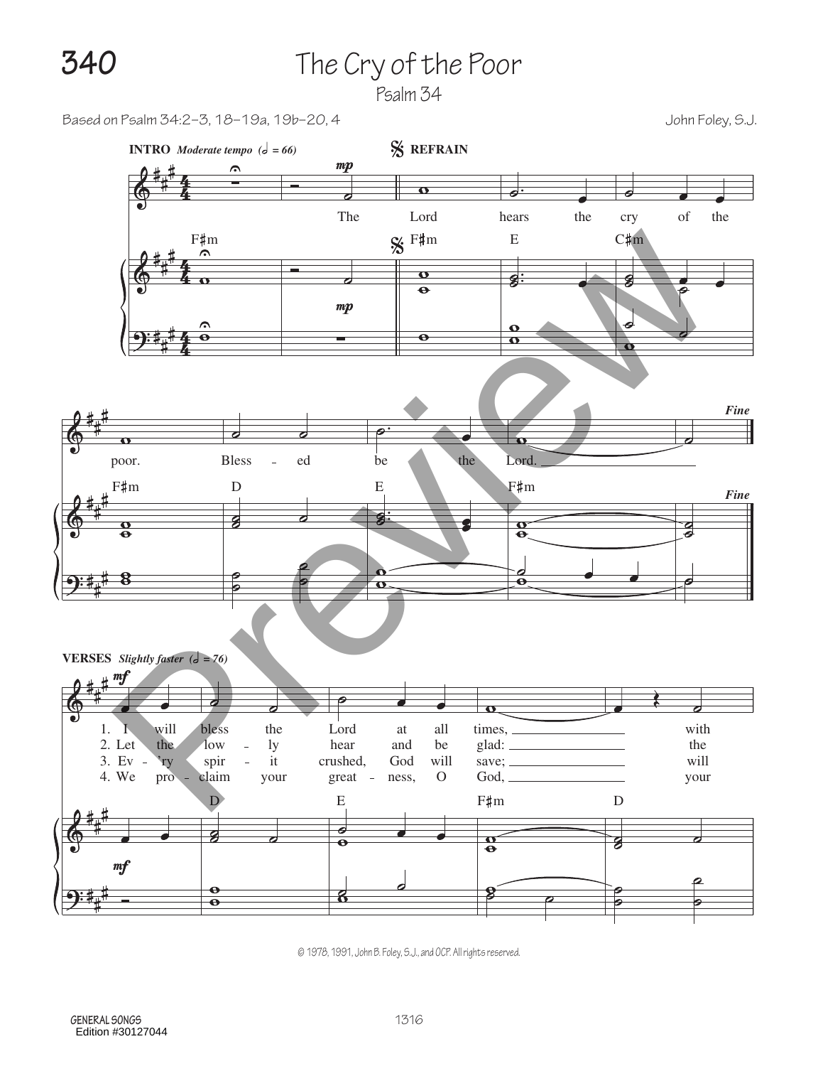# 340 The Cry of the Poor

## Psalm 34

Based on Psalm 34:2–3, 18–19a, 19b–20, 4

John Foley, S.J.

**INTRO** *Moderate tempo* (𝅗𝅥 = 66)

**REFRAIN**

The Lord hears the cry of the poor. Bless - ed be the Lord.

*Fine*

**VERSES** *Slightly faster* (𝅗𝅥 = 76)

1. I will bless the Lord at all times, with
2. Let the low - ly hear and be glad: the
3. Ev - 'ry spir - it crushed, God will save; will
4. We pro - claim your great - ness, O God, your

© 1978, 1991, John B. Foley, S.J., and OCP. All rights reserved.

GENERAL SONGS
Edition #30127044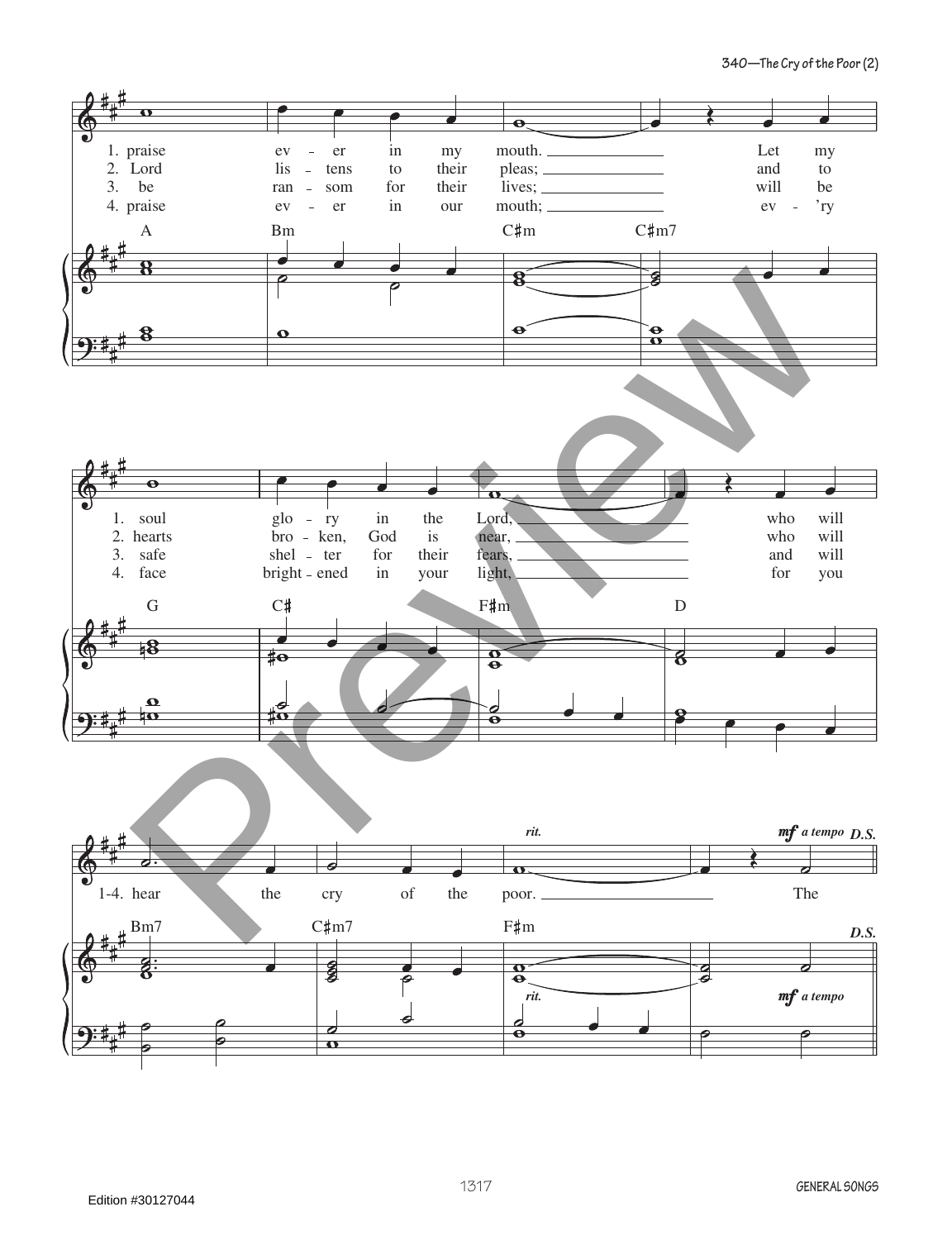1. praise ev - er in my mouth. Let my
2. Lord lis - tens to their pleas; and to
3. be ran - som for their lives; will be
4. praise ev - er in our mouth; ev - 'ry

A Bm C♯m C♯m7

1. soul glo - ry in the Lord, who will
2. hearts bro - ken, God is near, who will
3. safe shel - ter for their fears, and will
4. face bright - ened in your light, for you

G C♯ F♯m D

*rit.* *mf a tempo* D.S.

1-4. hear the cry of the poor. The

Bm7 C♯m7 F♯m

D.S.

*rit.* *mf a tempo*

Edition #30127044

GENERAL SONGS